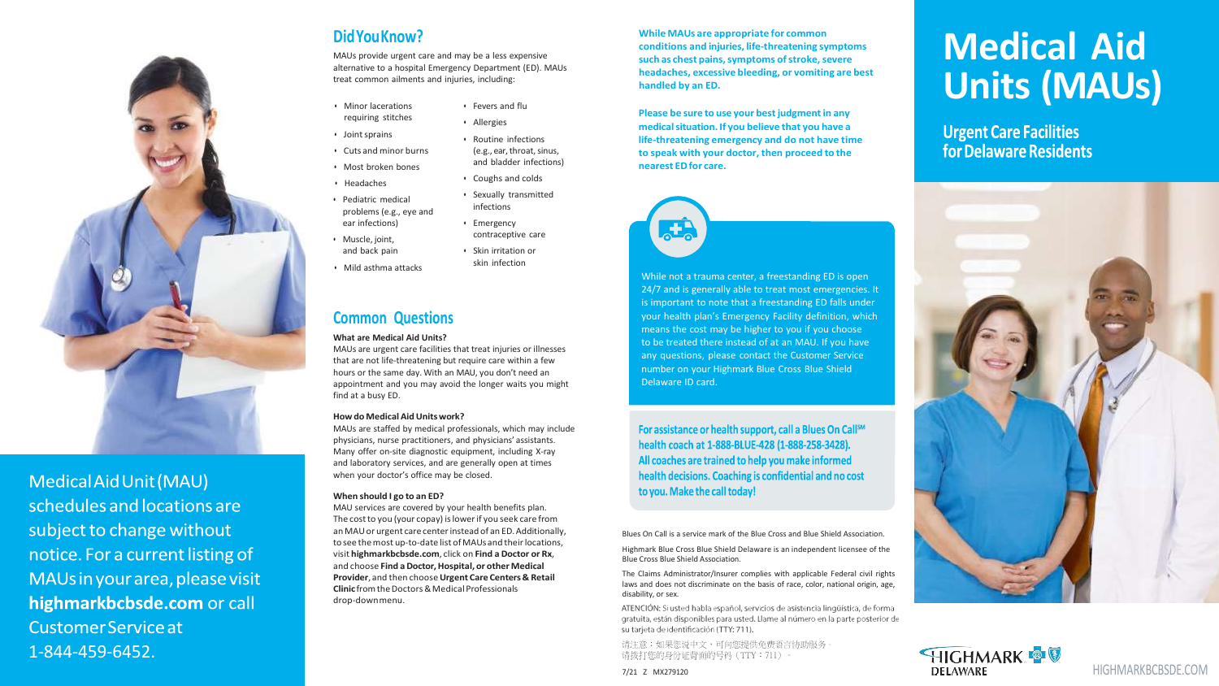# Medical Aid Units (MAUs)

## Urgent Care Facilities for Delaware Residents

Medical Aid Unit (MAU) schedules and locations are subject to change without notice. For a current listing of MAUs in your area, please visit **highmarkbcbsde.com** or call Customer Service at 1-844-459-6452.

## Did You Know?

MAUs provide urgent care and may be a less expensive alternative to a hospital Emergency Department (ED). MAUs treat common ailments and injuries, including:

- Minor lacerations requiring stitches
- Joint sprains
- Cuts and minor burns
- Most broken bones
- Headaches
- Pediatric medical problems (e.g., eye and ear infections)
- Muscle, joint, and back pain
- Mild asthma attacks
- Fevers and flu
- Allergies
- Routine infections (e.g., ear, throat, sinus, and bladder infections)
- Coughs and colds
- Sexually transmitted infections
- Emergency contraceptive care
- Skin irritation or skin infection

## Common Questions

**What are Medical Aid Units?**

MAUs are urgent care facilities that treat injuries or illnesses that are not life-threatening but require care within a few hours or the same day. With an MAU, you don't need an appointment and you may avoid the longer waits you might find at a busy ED.

**How do Medical Aid Units work?**

MAUs are staffed by medical professionals, which may include physicians, nurse practitioners, and physicians' assistants. Many offer on-site diagnostic equipment, including X-ray and laboratory services, and are generally open at times when your doctor's office may be closed.

**When should I go to an ED?**

MAU services are covered by your health benefits plan. The cost to you (your copay) is lower if you seek care from an MAU or urgent care center instead of an ED. Additionally, to see the most up-to-date list of MAUs and their locations, visit **highmarkbcbsde.com**, click on **Find a Doctor or Rx**, and choose **Find a Doctor, Hospital, or other Medical Provider**, and then choose **Urgent Care Centers & Retail Clinic** from the Doctors & Medical Professionals drop-down menu.

**While MAUs are appropriate for common conditions and injuries, life-threatening symptoms such as chest pains, symptoms of stroke, severe headaches, excessive bleeding, or vomiting are best handled by an ED.**

**Please be sure to use your best judgment in any medical situation. If you believe that you have a life-threatening emergency and do not have time to speak with your doctor, then proceed to the nearest ED for care.**

While not a trauma center, a freestanding ED is open 24/7 and is generally able to treat most emergencies. It is important to note that a freestanding ED falls under your health plan's Emergency Facility definition, which means the cost may be higher to you if you choose to be treated there instead of at an MAU. If you have any questions, please contact the Customer Service number on your Highmark Blue Cross Blue Shield Delaware ID card.

**For assistance or health support, call a Blues On Call℠ health coach at 1-888-BLUE-428 (1-888-258-3428). All coaches are trained to help you make informed health decisions. Coaching is confidential and no cost to you. Make the call today!**

Blues On Call is a service mark of the Blue Cross and Blue Shield Association.

Highmark Blue Cross Blue Shield Delaware is an independent licensee of the Blue Cross Blue Shield Association.

The Claims Administrator/Insurer complies with applicable Federal civil rights laws and does not discriminate on the basis of race, color, national origin, age, disability, or sex.

ATENCIÓN: Si usted habla español, servicios de asistencia lingüística, de forma gratuita, están disponibles para usted. Llame al número en la parte posterior de su tarjeta de identificación (TTY: 711).

请注意：如果您说中文，可向您提供免费语言协助服务。请拨打您的身份证背面的号码（TTY：711）。

7/21 Z MX279120

HIGHMARK DELAWARE

HIGHMARKBCBSDE.COM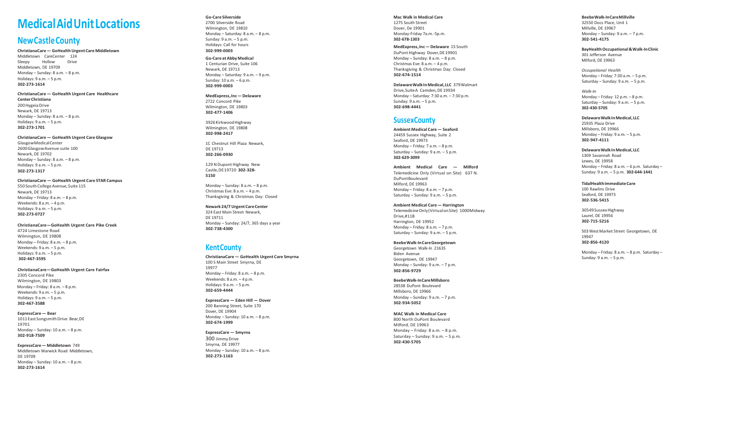# Medical Aid Unit Locations

## New Castle County

**ChristianaCare — GoHealth Urgent Care Middletown**
Middletown CareCenter 124 Sleepy Hollow Drive
Middletown, DE 19709
Monday – Sunday: 8 a.m. – 8 p.m.
Holidays: 9 a.m. – 5 p.m.
**302-273-1614**

**ChristianaCare — GoHealth Urgent Care Healthcare Center Christiana**
200 Hygeia Drive
Newark, DE 19713
Monday – Sunday: 8 a.m. – 8 p.m.
Holidays: 9 a.m. – 5 p.m.
**302-273-1701**

**ChristianaCare — GoHealth Urgent Care Glasgow**
Glasgow Medical Center
2600 Glasgow Avenue suite 100
Newark, DE 19702
Monday – Sunday: 8 a.m. – 8 p.m.
Holidays: 9 a.m. – 5 p.m.
**302-273-1317**

**ChristianaCare — GoHealth Urgent Care STAR Campus**
550 South College Avenue, Suite 115
Newark, DE 19713
Monday – Friday: 8 a.m. – 8 p.m.
Weekends: 8 a.m. – 4 p.m.
Holidays: 9 a.m. – 5 p.m.
**302-273-0727**

**ChristianaCare—GoHealth Urgent Care Pike Creek**
4724 Limestone Road
Wilmington, DE 19808
Monday – Friday: 8 a.m. – 8 p.m.
Weekends: 9 a.m. – 5 p.m.
Holidays: 9 a.m. – 5 p.m.
**302-467-3595**

**ChristianaCare—GoHealth Urgent Care Fairfax**
2305 Concord Pike
Wilmington, DE 19803
Monday – Friday: 8 a.m. – 8 p.m.
Weekends: 9 a.m. – 5 p.m.
Holidays: 9 a.m. – 5 p.m.
**302-467-3588**

**ExpressCare — Bear**
1011 East Songsmith Drive Bear, DE 19701
Monday – Sunday: 10 a.m. – 8 p.m.
**302-918-7509**

**ExpressCare — Middletown** 749 Middletown Warwick Road Middletown, DE 19709
Monday – Sunday: 10 a.m. – 8 p.m.
**302-273-1614**

**Go-Care Silverside**
2700 Silverside Road
Wilmington, DE 19810
Monday – Saturday: 8 a.m. – 8 p.m.
Sunday: 9 a.m. – 5 p.m.
Holidays: Call for hours
**302-999-0003**

**Go-Care at Abby Medical**
1 Centurian Drive, Suite 106
Newark, DE 19713
Monday – Saturday: 9 a.m. – 9 p.m.
Sunday: 10 a.m. – 6 p.m.
**302-999-0003**

**MedExpress, Inc — Delaware**
2722 Concord Pike
Wilmington, DE 19803
**302-477-1406**

3926 Kirkwood Highway
Wilmington, DE 19808
**302-998-2417**

1C Chestnut Hill Plaza Newark, DE 19713
**302-266-0930**

129 N Dupont Highway New Castle, DE 19720 **302-328-5150**

Monday – Sunday: 8 a.m. – 8 p.m.
Christmas Eve: 8 a.m. – 4 p.m.
Thanksgiving & Christmas Day: Closed

**Newark 24/7 Urgent Care Center**
324 East Main Street Newark, DE 19711
Monday – Sunday: 24/7, 365 days a year
**302-738-4300**

## Kent County

**ChristianaCare — GoHealth Urgent Care Smyrna**
100 S Main Street Smyrna, DE 19977
Monday – Friday: 8 a.m. – 8 p.m.
Weekends: 8 a.m. – 4 p.m.
Holidays: 9 a.m. – 5 p.m.
**302-659-4444**

**ExpressCare — Eden Hill — Dover**
200 Banning Street, Suite 170
Dover, DE 19904
Monday – Sunday: 10 a.m. – 8 p.m.
**302-674-1999**

**ExpressCare — Smyrna**
300 Jimmy Drive
Smyrna, DE 19977
Monday – Sunday: 10 a.m. – 8 p.m.
**302-273-1163**

**Mac Walk in Medical Care**
1275 South Street
Dover, De 19901
Monday-Friday 7a.m.-5p.m.
**302-678-1303**

**MedExpress, Inc — Delaware** 15 South DuPont Highway Dover, DE 19901
Monday – Sunday: 8 a.m. – 8 p.m.
Christmas Eve: 8 a.m. – 4 p.m.
Thanksgiving & Christmas Day: Closed
**302-674-1514**

**Delaware Walk In Medical, LLC** 379 Walmart Drive, Suite A Camden, DE 19934
Monday – Saturday: 7:30 a.m. – 7:30 p.m.
Sunday: 9 a.m. – 5 p.m.
**302-698-4441**

## Sussex County

**Ambient Medical Care — Seaford**
24459 Sussex Highway, Suite 2
Seaford, DE 19973
Monday – Friday: 7 a.m. – 8 p.m.
Saturday – Sunday: 9 a.m. – 5 p.m.
**302-629-3099**

**Ambient Medical Care — Milford**
Telemedicine Only (Virtual on Site) 637 N. DuPont Boulevard
Milford, DE 19963
Monday – Friday: 8 a.m. – 7 p.m.
Saturday – Sunday: 9 a.m. – 5 p.m.

**Ambient Medical Care — Harrington**
Telemedicine Only (Virtual on Site) 1000 Midway Drive, #11B
Harrington, DE 19952
Monday – Friday: 8 a.m. – 7 p.m.
Saturday – Sunday: 9 a.m. – 5 p.m.

**Beebe Walk-In Care Georgetown**
Georgetown Walk-In 21635 Biden Avenue
Georgetown, DE 19947
Monday – Sunday: 9 a.m. – 7 p.m.
**302-856-9729**

**Beebe Walk-In Care Millsboro**
28538 DuPont Boulevard
Millsboro, DE 19966
Monday – Sunday: 9 a.m. – 7 p.m.
**302-934-5052**

**MAC Walk in Medical Care**
800 North DuPont Boulevard
Milford, DE 19963
Monday – Friday: 8 a.m. – 8 p.m.
Saturday – Sunday: 9 a.m. – 5 p.m.
**302-430-5705**

**Beebe Walk-In Care Millville**
32550 Docs Place, Unit 1
Millville, DE 19967
Monday – Sunday: 9 a.m. – 7 p.m.
**302-541-4175**

**BayHealth Occupational & Walk-In Clinic**
301 Jefferson Avenue
Milford, DE 19963

*Occupational Health*
Monday – Friday: 7:30 a.m. – 5 p.m.
Saturday – Sunday: 9 a.m. – 5 p.m.

*Walk-In*
Monday – Friday: 12 p.m. – 8 p.m.
Saturday – Sunday: 9 a.m. – 5 p.m.
**302-430-5705**

**Delaware Walk In Medical, LLC**
25935 Plaza Drive
Millsboro, DE 19966
Monday – Friday: 9 a.m. – 5 p.m.
**302-947-4111**

**Delaware Walk In Medical, LLC**
1309 Savannah Road
Lewes, DE 19958
Monday – Friday: 8 a.m. – 6 p.m. Saturday – Sunday: 9 a.m. – 5 p.m. **302-644-1441**

**TidalHealth Immediate Care**
100 Rawlins Drive
Seaford, DE 19973
**302-536-5415**

30549 Sussex Highway
Laurel, DE 19956
**302-715-5216**

503 West Market Street Georgetown, DE 19947
**302-856-4120**

Monday – Friday: 8 a.m. – 8 p.m. Saturday – Sunday: 9 a.m. – 5 p.m.